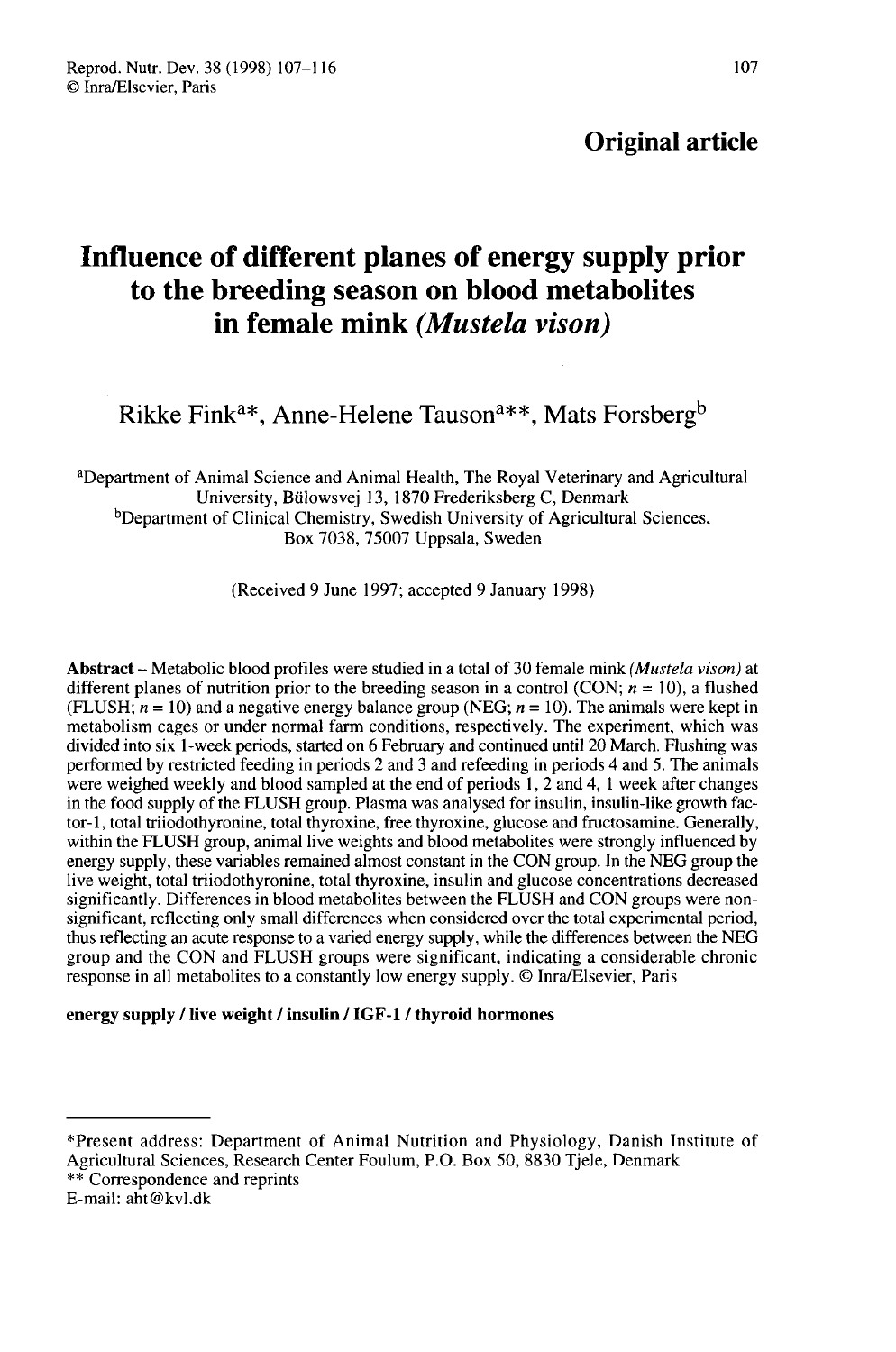**Original article**

# Influence of different planes of energy supply prior to the breeding season on blood metabolites in female mink *(Mustela vison)*

Rikke Fink[a*], Anne-Helene Tauson[a**], Mats Forsberg[b]

[a]Department of Animal Science and Animal Health, The Royal Veterinary and Agricultural University, Bülowsvej 13, 1870 Frederiksberg C, Denmark
[b]Department of Clinical Chemistry, Swedish University of Agricultural Sciences, Box 7038, 75007 Uppsala, Sweden

(Received 9 June 1997; accepted 9 January 1998)

**Abstract** – Metabolic blood profiles were studied in a total of 30 female mink *(Mustela vison)* at different planes of nutrition prior to the breeding season in a control (CON; $n = 10$), a flushed (FLUSH; $n = 10$) and a negative energy balance group (NEG; $n = 10$). The animals were kept in metabolism cages or under normal farm conditions, respectively. The experiment, which was divided into six 1-week periods, started on 6 February and continued until 20 March. Flushing was performed by restricted feeding in periods 2 and 3 and refeeding in periods 4 and 5. The animals were weighed weekly and blood sampled at the end of periods 1, 2 and 4, 1 week after changes in the food supply of the FLUSH group. Plasma was analysed for insulin, insulin-like growth factor-1, total triiodothyronine, total thyroxine, free thyroxine, glucose and fructosamine. Generally, within the FLUSH group, animal live weights and blood metabolites were strongly influenced by energy supply, these variables remained almost constant in the CON group. In the NEG group the live weight, total triiodothyronine, total thyroxine, insulin and glucose concentrations decreased significantly. Differences in blood metabolites between the FLUSH and CON groups were non-significant, reflecting only small differences when considered over the total experimental period, thus reflecting an acute response to a varied energy supply, while the differences between the NEG group and the CON and FLUSH groups were significant, indicating a considerable chronic response in all metabolites to a constantly low energy supply. © Inra/Elsevier, Paris

**energy supply / live weight / insulin / IGF-1 / thyroid hormones**

---

*Present address: Department of Animal Nutrition and Physiology, Danish Institute of Agricultural Sciences, Research Center Foulum, P.O. Box 50, 8830 Tjele, Denmark
** Correspondence and reprints
E-mail: aht@kvl.dk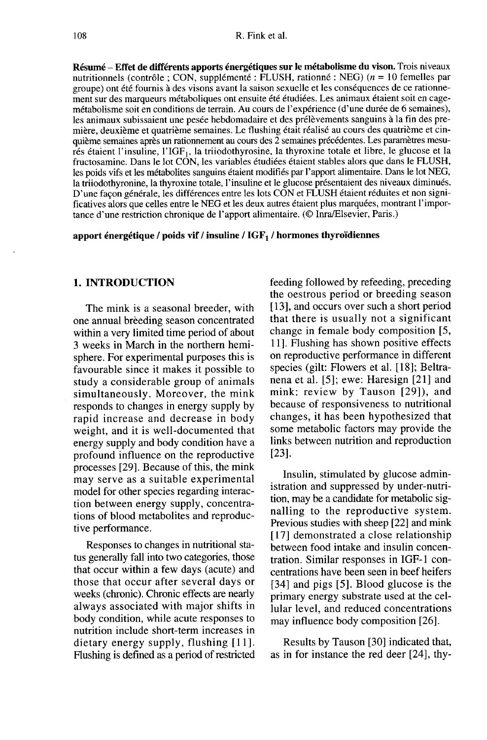**Résumé – Effet de différents apports énergétiques sur le métabolisme du vison.** Trois niveaux nutritionnels (contrôle ; CON, supplémenté : FLUSH, rationné : NEG) ($n$ = 10 femelles par groupe) ont été fournis à des visons avant la saison sexuelle et les conséquences de ce rationnement sur des marqueurs métaboliques ont ensuite été étudiées. Les animaux étaient soit en cage-métabolisme soit en conditions de terrain. Au cours de l'expérience (d'une durée de 6 semaines), les animaux subissaient une pesée hebdomadaire et des prélèvements sanguins à la fin des première, deuxième et quatrième semaines. Le flushing était réalisé au cours des quatrième et cinquième semaines après un rationnement au cours des 2 semaines précédentes. Les paramètres mesurés étaient l'insuline, l'$IGF_1$, la triiodothyrosine, la thyroxine totale et libre, le glucose et la fructosamine. Dans le lot CON, les variables étudiées étaient stables alors que dans le FLUSH, les poids vifs et les métabolites sanguins étaient modifiés par l'apport alimentaire. Dans le lot NEG, la triiodothyronine, la thyroxine totale, l'insuline et le glucose présentaient des niveaux diminués. D'une façon générale, les différences entre les lots CON et FLUSH étaient réduites et non significatives alors que celles entre le NEG et les deux autres étaient plus marquées, montrant l'importance d'une restriction chronique de l'apport alimentaire. (© Inra/Elsevier, Paris.)

**apport énergétique / poids vif / insuline / $IGF_1$ / hormones thyroïdiennes**

## 1. INTRODUCTION

The mink is a seasonal breeder, with one annual breeding season concentrated within a very limited time period of about 3 weeks in March in the northern hemisphere. For experimental purposes this is favourable since it makes it possible to study a considerable group of animals simultaneously. Moreover, the mink responds to changes in energy supply by rapid increase and decrease in body weight, and it is well-documented that energy supply and body condition have a profound influence on the reproductive processes [29]. Because of this, the mink may serve as a suitable experimental model for other species regarding interaction between energy supply, concentrations of blood metabolites and reproductive performance.

Responses to changes in nutritional status generally fall into two categories, those that occur within a few days (acute) and those that occur after several days or weeks (chronic). Chronic effects are nearly always associated with major shifts in body condition, while acute responses to nutrition include short-term increases in dietary energy supply, flushing [11]. Flushing is defined as a period of restricted feeding followed by refeeding, preceding the oestrous period or breeding season [13], and occurs over such a short period that there is usually not a significant change in female body composition [5, 11]. Flushing has shown positive effects on reproductive performance in different species (gilt: Flowers et al. [18]; Beltranena et al. [5]; ewe: Haresign [21] and mink: review by Tauson [29]), and because of responsiveness to nutritional changes, it has been hypothesized that some metabolic factors may provide the links between nutrition and reproduction [23].

Insulin, stimulated by glucose administration and suppressed by under-nutrition, may be a candidate for metabolic signalling to the reproductive system. Previous studies with sheep [22] and mink [17] demonstrated a close relationship between food intake and insulin concentration. Similar responses in IGF-1 concentrations have been seen in beef heifers [34] and pigs [5]. Blood glucose is the primary energy substrate used at the cellular level, and reduced concentrations may influence body composition [26].

Results by Tauson [30] indicated that, as in for instance the red deer [24], thy-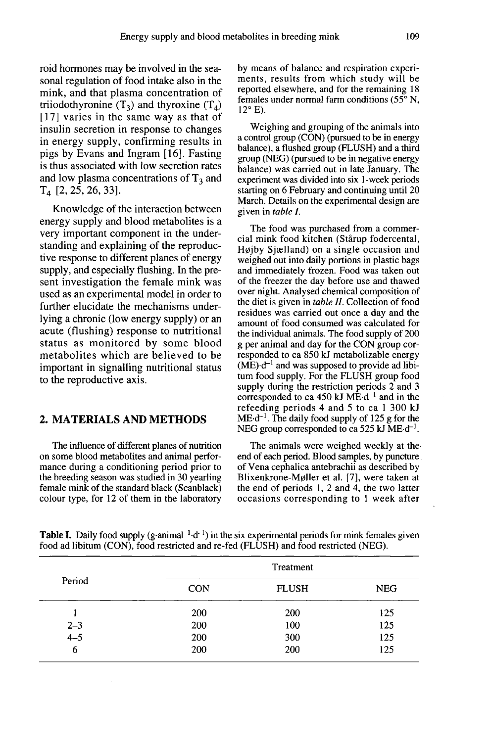roid hormones may be involved in the seasonal regulation of food intake also in the mink, and that plasma concentration of triiodothyronine ($T_3$) and thyroxine ($T_4$) [17] varies in the same way as that of insulin secretion in response to changes in energy supply, confirming results in pigs by Evans and Ingram [16]. Fasting is thus associated with low secretion rates and low plasma concentrations of $T_3$ and $T_4$ [2, 25, 26, 33].

Knowledge of the interaction between energy supply and blood metabolites is a very important component in the understanding and explaining of the reproductive response to different planes of energy supply, and especially flushing. In the present investigation the female mink was used as an experimental model in order to further elucidate the mechanisms underlying a chronic (low energy supply) or an acute (flushing) response to nutritional status as monitored by some blood metabolites which are believed to be important in signalling nutritional status to the reproductive axis.

## 2. MATERIALS AND METHODS

The influence of different planes of nutrition on some blood metabolites and animal performance during a conditioning period prior to the breeding season was studied in 30 yearling female mink of the standard black (Scanblack) colour type, for 12 of them in the laboratory by means of balance and respiration experiments, results from which study will be reported elsewhere, and for the remaining 18 females under normal farm conditions (55° N, 12° E).

Weighing and grouping of the animals into a control group (CON) (pursued to be in energy balance), a flushed group (FLUSH) and a third group (NEG) (pursued to be in negative energy balance) was carried out in late January. The experiment was divided into six 1-week periods starting on 6 February and continuing until 20 March. Details on the experimental design are given in *table I*.

The food was purchased from a commercial mink food kitchen (Stårup fodercental, Højby Sjælland) on a single occasion and weighed out into daily portions in plastic bags and immediately frozen. Food was taken out of the freezer the day before use and thawed over night. Analysed chemical composition of the diet is given in *table II*. Collection of food residues was carried out once a day and the amount of food consumed was calculated for the individual animals. The food supply of 200 g per animal and day for the CON group corresponded to ca 850 kJ metabolizable energy (ME)·$d^{-1}$ and was supposed to provide ad libitum food supply. For the FLUSH group food supply during the restriction periods 2 and 3 corresponded to ca 450 kJ ME·$d^{-1}$ and in the refeeding periods 4 and 5 to ca 1 300 kJ ME·$d^{-1}$. The daily food supply of 125 g for the NEG group corresponded to ca 525 kJ ME·$d^{-1}$.

The animals were weighed weekly at the end of each period. Blood samples, by puncture of Vena cephalica antebrachii as described by Blixenkrone-Møller et al. [7], were taken at the end of periods 1, 2 and 4, the two latter occasions corresponding to 1 week after

**Table I.** Daily food supply (g·animal$^{-1}$·$d^{-1}$) in the six experimental periods for mink females given food ad libitum (CON), food restricted and re-fed (FLUSH) and food restricted (NEG).

| Period | Treatment | | |
|---|---|---|---|
| | CON | FLUSH | NEG |
| 1 | 200 | 200 | 125 |
| 2–3 | 200 | 100 | 125 |
| 4–5 | 200 | 300 | 125 |
| 6 | 200 | 200 | 125 |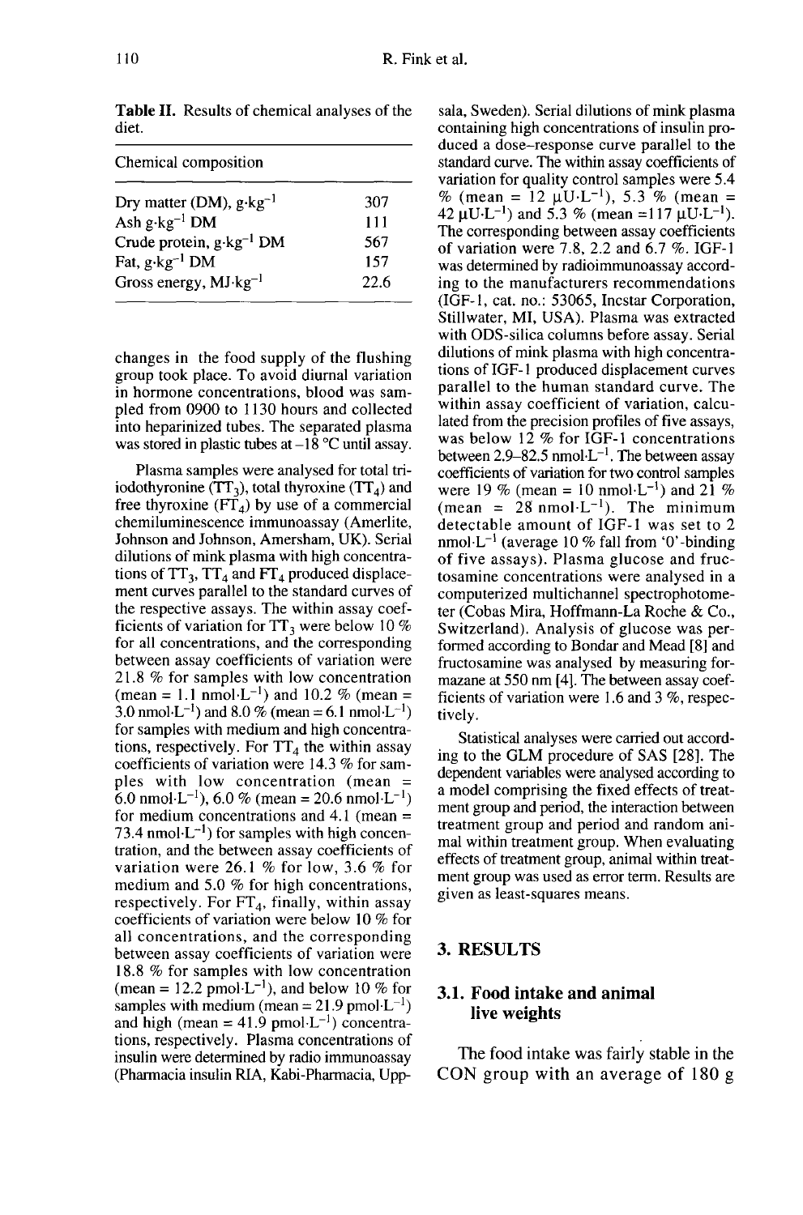**Table II.** Results of chemical analyses of the diet.

| Chemical composition | |
|---|---|
| Dry matter (DM), $g \cdot kg^{-1}$ | 307 |
| Ash $g \cdot kg^{-1}$ DM | 111 |
| Crude protein, $g \cdot kg^{-1}$ DM | 567 |
| Fat, $g \cdot kg^{-1}$ DM | 157 |
| Gross energy, $MJ \cdot kg^{-1}$ | 22.6 |

changes in the food supply of the flushing group took place. To avoid diurnal variation in hormone concentrations, blood was sampled from 0900 to 1130 hours and collected into heparinized tubes. The separated plasma was stored in plastic tubes at –18 °C until assay.

Plasma samples were analysed for total triiodothyronine ($TT_3$), total thyroxine ($TT_4$) and free thyroxine ($FT_4$) by use of a commercial chemiluminescence immunoassay (Amerlite, Johnson and Johnson, Amersham, UK). Serial dilutions of mink plasma with high concentrations of $TT_3$, $TT_4$ and $FT_4$ produced displacement curves parallel to the standard curves of the respective assays. The within assay coefficients of variation for $TT_3$ were below 10 % for all concentrations, and the corresponding between assay coefficients of variation were 21.8 % for samples with low concentration (mean = 1.1 $nmol \cdot L^{-1}$) and 10.2 % (mean = 3.0 $nmol \cdot L^{-1}$) and 8.0 % (mean = 6.1 $nmol \cdot L^{-1}$) for samples with medium and high concentrations, respectively. For $TT_4$ the within assay coefficients of variation were 14.3 % for samples with low concentration (mean = 6.0 $nmol \cdot L^{-1}$), 6.0 % (mean = 20.6 $nmol \cdot L^{-1}$) for medium concentrations and 4.1 (mean = 73.4 $nmol \cdot L^{-1}$) for samples with high concentration, and the between assay coefficients of variation were 26.1 % for low, 3.6 % for medium and 5.0 % for high concentrations, respectively. For $FT_4$, finally, within assay coefficients of variation were below 10 % for all concentrations, and the corresponding between assay coefficients of variation were 18.8 % for samples with low concentration (mean = 12.2 $pmol \cdot L^{-1}$), and below 10 % for samples with medium (mean = 21.9 $pmol \cdot L^{-1}$) and high (mean = 41.9 $pmol \cdot L^{-1}$) concentrations, respectively. Plasma concentrations of insulin were determined by radio immunoassay (Pharmacia insulin RIA, Kabi-Pharmacia, Uppsala, Sweden). Serial dilutions of mink plasma containing high concentrations of insulin produced a dose–response curve parallel to the standard curve. The within assay coefficients of variation for quality control samples were 5.4 % (mean = 12 $\mu U \cdot L^{-1}$), 5.3 % (mean = 42 $\mu U \cdot L^{-1}$) and 5.3 % (mean =117 $\mu U \cdot L^{-1}$). The corresponding between assay coefficients of variation were 7.8, 2.2 and 6.7 %. IGF-1 was determined by radioimmunoassay according to the manufacturers recommendations (IGF-1, cat. no.: 53065, Incstar Corporation, Stillwater, MI, USA). Plasma was extracted with ODS-silica columns before assay. Serial dilutions of mink plasma with high concentrations of IGF-1 produced displacement curves parallel to the human standard curve. The within assay coefficient of variation, calculated from the precision profiles of five assays, was below 12 % for IGF-1 concentrations between 2.9–82.5 $nmol \cdot L^{-1}$. The between assay coefficients of variation for two control samples were 19 % (mean = 10 $nmol \cdot L^{-1}$) and 21 % (mean = 28 $nmol \cdot L^{-1}$). The minimum detectable amount of IGF-1 was set to 2 $nmol \cdot L^{-1}$ (average 10 % fall from '0'-binding of five assays). Plasma glucose and fructosamine concentrations were analysed in a computerized multichannel spectrophotometer (Cobas Mira, Hoffmann-La Roche & Co., Switzerland). Analysis of glucose was performed according to Bondar and Mead [8] and fructosamine was analysed by measuring formazane at 550 nm [4]. The between assay coefficients of variation were 1.6 and 3 %, respectively.

Statistical analyses were carried out according to the GLM procedure of SAS [28]. The dependent variables were analysed according to a model comprising the fixed effects of treatment group and period, the interaction between treatment group and period and random animal within treatment group. When evaluating effects of treatment group, animal within treatment group was used as error term. Results are given as least-squares means.

## 3. RESULTS

### 3.1. Food intake and animal live weights

The food intake was fairly stable in the CON group with an average of 180 g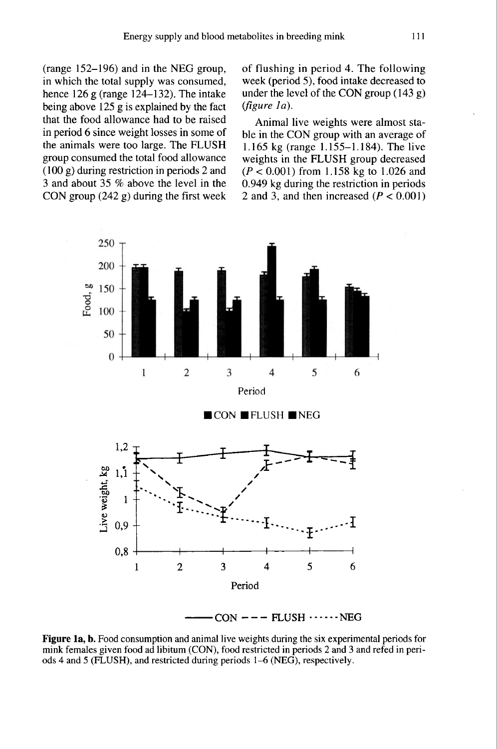(range 152–196) and in the NEG group, in which the total supply was consumed, hence 126 g (range 124–132). The intake being above 125 g is explained by the fact that the food allowance had to be raised in period 6 since weight losses in some of the animals were too large. The FLUSH group consumed the total food allowance (100 g) during restriction in periods 2 and 3 and about 35 % above the level in the CON group (242 g) during the first week of flushing in period 4. The following week (period 5), food intake decreased to under the level of the CON group (143 g) (*figure 1a*).

Animal live weights were almost stable in the CON group with an average of 1.165 kg (range 1.155–1.184). The live weights in the FLUSH group decreased ($P < 0.001$) from 1.158 kg to 1.026 and 0.949 kg during the restriction in periods 2 and 3, and then increased ($P < 0.001$)

**Figure 1a, b.** Food consumption and animal live weights during the six experimental periods for mink females given food ad libitum (CON), food restricted in periods 2 and 3 and refed in periods 4 and 5 (FLUSH), and restricted during periods 1–6 (NEG), respectively.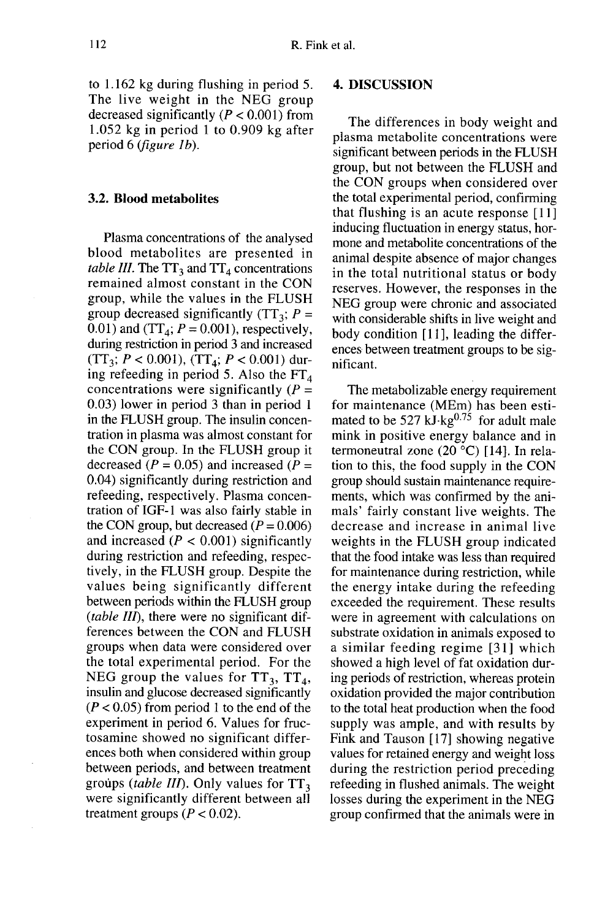to 1.162 kg during flushing in period 5. The live weight in the NEG group decreased significantly ($P < 0.001$) from 1.052 kg in period 1 to 0.909 kg after period 6 (*figure 1b*).

### 3.2. Blood metabolites

Plasma concentrations of the analysed blood metabolites are presented in *table III*. The $TT_3$ and $TT_4$ concentrations remained almost constant in the CON group, while the values in the FLUSH group decreased significantly ($TT_3$; $P = 0.01$) and ($TT_4$; $P = 0.001$), respectively, during restriction in period 3 and increased ($TT_3$; $P < 0.001$), ($TT_4$; $P < 0.001$) during refeeding in period 5. Also the $FT_4$ concentrations were significantly ($P = 0.03$) lower in period 3 than in period 1 in the FLUSH group. The insulin concentration in plasma was almost constant for the CON group. In the FLUSH group it decreased ($P = 0.05$) and increased ($P = 0.04$) significantly during restriction and refeeding, respectively. Plasma concentration of IGF-1 was also fairly stable in the CON group, but decreased ($P = 0.006$) and increased ($P < 0.001$) significantly during restriction and refeeding, respectively, in the FLUSH group. Despite the values being significantly different between periods within the FLUSH group (*table III*), there were no significant differences between the CON and FLUSH groups when data were considered over the total experimental period. For the NEG group the values for $TT_3$, $TT_4$, insulin and glucose decreased significantly ($P < 0.05$) from period 1 to the end of the experiment in period 6. Values for fructosamine showed no significant differences both when considered within group between periods, and between treatment groups (*table III*). Only values for $TT_3$ were significantly different between all treatment groups ($P < 0.02$).

## 4. DISCUSSION

The differences in body weight and plasma metabolite concentrations were significant between periods in the FLUSH group, but not between the FLUSH and the CON groups when considered over the total experimental period, confirming that flushing is an acute response [11] inducing fluctuation in energy status, hormone and metabolite concentrations of the animal despite absence of major changes in the total nutritional status or body reserves. However, the responses in the NEG group were chronic and associated with considerable shifts in live weight and body condition [11], leading the differences between treatment groups to be significant.

The metabolizable energy requirement for maintenance (MEm) has been estimated to be 527 $kJ \cdot kg^{0.75}$ for adult male mink in positive energy balance and in termoneutral zone (20 °C) [14]. In relation to this, the food supply in the CON group should sustain maintenance requirements, which was confirmed by the animals' fairly constant live weights. The decrease and increase in animal live weights in the FLUSH group indicated that the food intake was less than required for maintenance during restriction, while the energy intake during the refeeding exceeded the requirement. These results were in agreement with calculations on substrate oxidation in animals exposed to a similar feeding regime [31] which showed a high level of fat oxidation during periods of restriction, whereas protein oxidation provided the major contribution to the total heat production when the food supply was ample, and with results by Fink and Tauson [17] showing negative values for retained energy and weight loss during the restriction period preceding refeeding in flushed animals. The weight losses during the experiment in the NEG group confirmed that the animals were in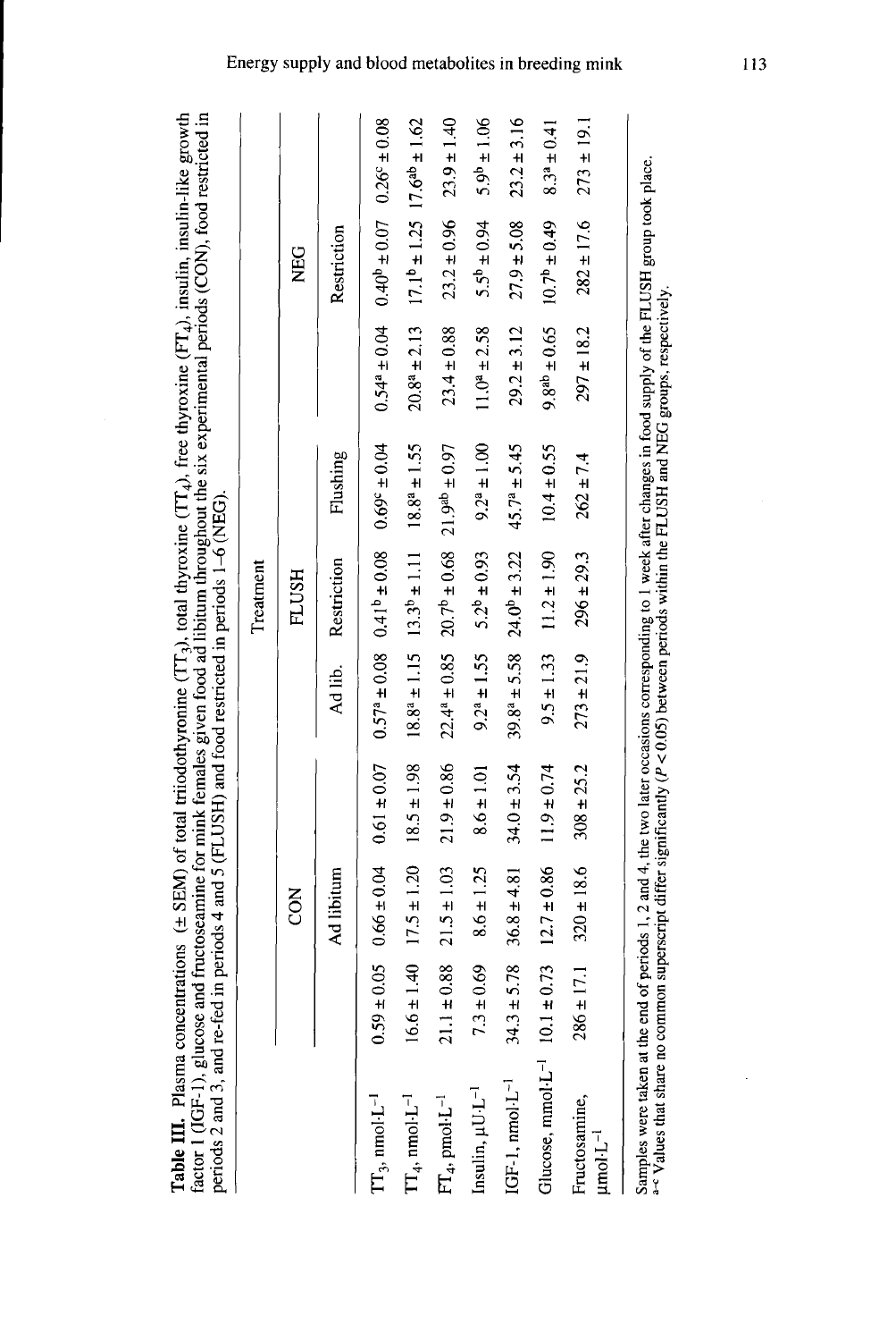**Table III.** Plasma concentrations (± SEM) of total triiodothyronine ($TT_3$), total thyroxine ($TT_4$), free thyroxine ($FT_4$), insulin, insulin-like growth factor 1 (IGF-1), glucose and fructoseamine for mink females given food ad libitum throughout the six experimental periods (CON), food restricted in periods 2 and 3, and re-fed in periods 4 and 5 (FLUSH) and food restricted in periods 1–6 (NEG).

| | Treatment | | | | | | | | |
|---|---|---|---|---|---|---|---|---|---|
| | CON | | | FLUSH | | | NEG | | |
| | Ad libitum | | | Ad lib. | Restriction | Flushing | | Restriction | |
| $TT_3$, $nmol \cdot L^{-1}$ | 0.59 ± 0.05 | 0.66 ± 0.04 | 0.61 ± 0.07 | $0.57^a$ ± 0.08 | $0.41^b$ ± 0.08 | $0.69^c$ ± 0.04 | $0.54^a$ ± 0.04 | $0.40^b$ ± 0.07 | $0.26^c$ ± 0.08 |
| $TT_4$, $nmol \cdot L^{-1}$ | 16.6 ± 1.40 | 17.5 ± 1.20 | 18.5 ± 1.98 | $18.8^a$ ± 1.15 | $13.3^b$ ± 1.11 | $18.8^a$ ± 1.55 | $20.8^a$ ± 2.13 | $17.1^b$ ± 1.25 | $17.6^{ab}$ ± 1.62 |
| $FT_4$, $pmol \cdot L^{-1}$ | 21.1 ± 0.88 | 21.5 ± 1.03 | 21.9 ± 0.86 | $22.4^a$ ± 0.85 | $20.7^b$ ± 0.68 | $21.9^{ab}$ ± 0.97 | 23.4 ± 0.88 | 23.2 ± 0.96 | 23.9 ± 1.40 |
| Insulin, $\mu U \cdot L^{-1}$ | 7.3 ± 0.69 | 8.6 ± 1.25 | 8.6 ± 1.01 | $9.2^a$ ± 1.55 | $5.2^b$ ± 0.93 | $9.2^a$ ± 1.00 | $11.0^a$ ± 2.58 | $5.5^b$ ± 0.94 | $5.9^b$ ± 1.06 |
| IGF-1, $nmol \cdot L^{-1}$ | 34.3 ± 5.78 | 36.8 ± 4.81 | 34.0 ± 3.54 | $39.8^a$ ± 5.58 | $24.0^b$ ± 3.22 | $45.7^a$ ± 5.45 | 29.2 ± 3.12 | 27.9 ± 5.08 | 23.2 ± 3.16 |
| Glucose, $mmol \cdot L^{-1}$ | 10.1 ± 0.73 | 12.7 ± 0.86 | 11.9 ± 0.74 | 9.5 ± 1.33 | 11.2 ± 1.90 | 10.4 ± 0.55 | $9.8^{ab}$ ± 0.65 | $10.7^b$ ± 0.49 | $8.3^a$ ± 0.41 |
| Fructosamine, $\mu mol \cdot L^{-1}$ | 286 ± 17.1 | 320 ± 18.6 | 308 ± 25.2 | 273 ± 21.9 | 296 ± 29.3 | 262 ± 7.4 | 297 ± 18.2 | 282 ± 17.6 | 273 ± 19.1 |

Samples were taken at the end of periods 1, 2 and 4, the two later occasions corresponding to 1 week after changes in food supply of the FLUSH group took place.
[a–c] Values that share no common superscript differ significantly ($P < 0.05$) between periods within the FLUSH and NEG groups, respectively.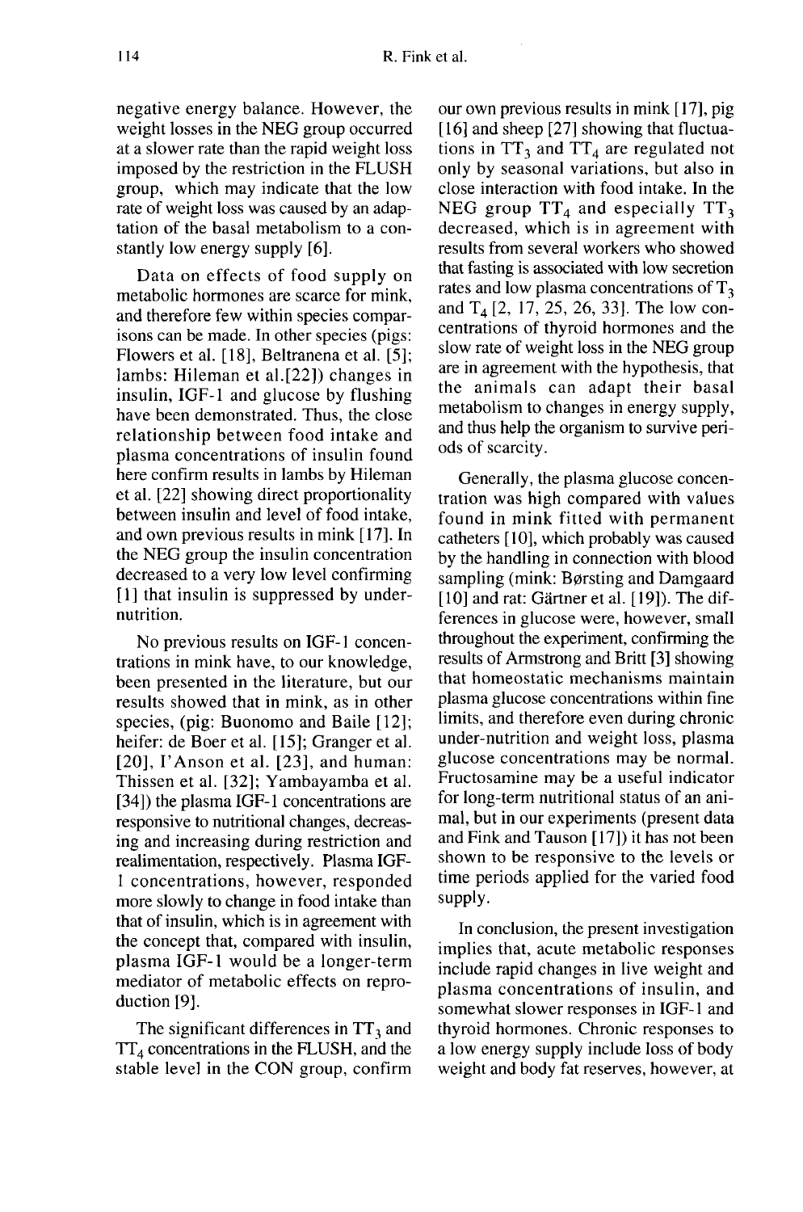negative energy balance. However, the weight losses in the NEG group occurred at a slower rate than the rapid weight loss imposed by the restriction in the FLUSH group, which may indicate that the low rate of weight loss was caused by an adaptation of the basal metabolism to a constantly low energy supply [6].

Data on effects of food supply on metabolic hormones are scarce for mink, and therefore few within species comparisons can be made. In other species (pigs: Flowers et al. [18], Beltranena et al. [5]; lambs: Hileman et al.[22]) changes in insulin, IGF-1 and glucose by flushing have been demonstrated. Thus, the close relationship between food intake and plasma concentrations of insulin found here confirm results in lambs by Hileman et al. [22] showing direct proportionality between insulin and level of food intake, and own previous results in mink [17]. In the NEG group the insulin concentration decreased to a very low level confirming [1] that insulin is suppressed by undernutrition.

No previous results on IGF-1 concentrations in mink have, to our knowledge, been presented in the literature, but our results showed that in mink, as in other species, (pig: Buonomo and Baile [12]; heifer: de Boer et al. [15]; Granger et al. [20], I'Anson et al. [23], and human: Thissen et al. [32]; Yambayamba et al. [34]) the plasma IGF-1 concentrations are responsive to nutritional changes, decreasing and increasing during restriction and realimentation, respectively. Plasma IGF-1 concentrations, however, responded more slowly to change in food intake than that of insulin, which is in agreement with the concept that, compared with insulin, plasma IGF-1 would be a longer-term mediator of metabolic effects on reproduction [9].

The significant differences in $TT_3$ and $TT_4$ concentrations in the FLUSH, and the stable level in the CON group, confirm our own previous results in mink [17], pig [16] and sheep [27] showing that fluctuations in $TT_3$ and $TT_4$ are regulated not only by seasonal variations, but also in close interaction with food intake. In the NEG group $TT_4$ and especially $TT_3$ decreased, which is in agreement with results from several workers who showed that fasting is associated with low secretion rates and low plasma concentrations of $T_3$ and $T_4$ [2, 17, 25, 26, 33]. The low concentrations of thyroid hormones and the slow rate of weight loss in the NEG group are in agreement with the hypothesis, that the animals can adapt their basal metabolism to changes in energy supply, and thus help the organism to survive periods of scarcity.

Generally, the plasma glucose concentration was high compared with values found in mink fitted with permanent catheters [10], which probably was caused by the handling in connection with blood sampling (mink: Børsting and Damgaard [10] and rat: Gärtner et al. [19]). The differences in glucose were, however, small throughout the experiment, confirming the results of Armstrong and Britt [3] showing that homeostatic mechanisms maintain plasma glucose concentrations within fine limits, and therefore even during chronic under-nutrition and weight loss, plasma glucose concentrations may be normal. Fructosamine may be a useful indicator for long-term nutritional status of an animal, but in our experiments (present data and Fink and Tauson [17]) it has not been shown to be responsive to the levels or time periods applied for the varied food supply.

In conclusion, the present investigation implies that, acute metabolic responses include rapid changes in live weight and plasma concentrations of insulin, and somewhat slower responses in IGF-1 and thyroid hormones. Chronic responses to a low energy supply include loss of body weight and body fat reserves, however, at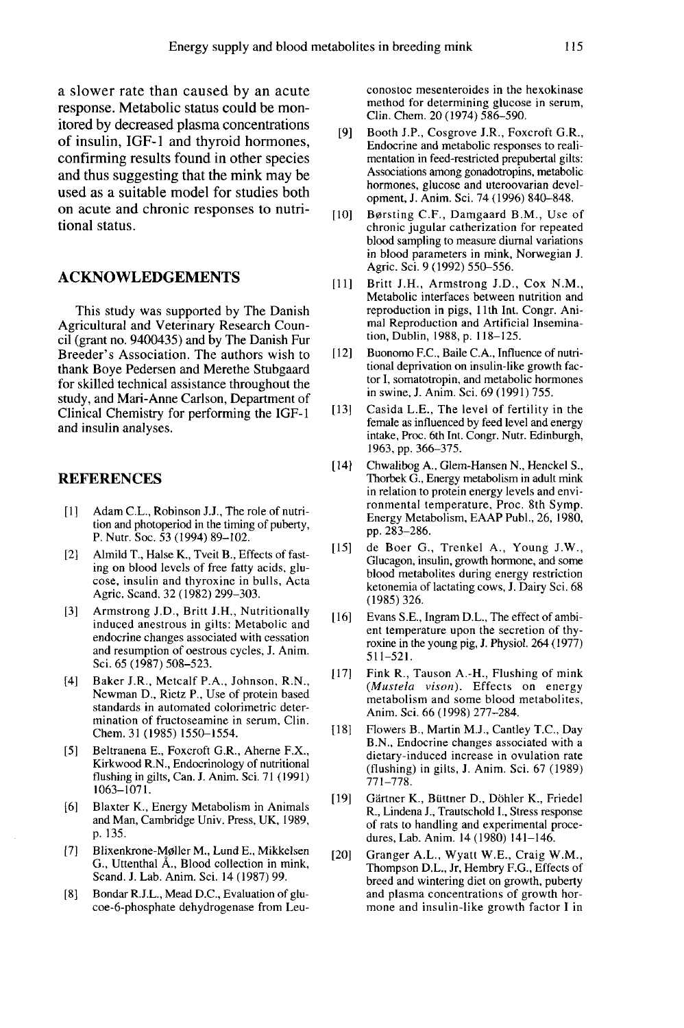a slower rate than caused by an acute response. Metabolic status could be monitored by decreased plasma concentrations of insulin, IGF-1 and thyroid hormones, confirming results found in other species and thus suggesting that the mink may be used as a suitable model for studies both on acute and chronic responses to nutritional status.

## ACKNOWLEDGEMENTS

This study was supported by The Danish Agricultural and Veterinary Research Council (grant no. 9400435) and by The Danish Fur Breeder's Association. The authors wish to thank Boye Pedersen and Merethe Stubgaard for skilled technical assistance throughout the study, and Mari-Anne Carlson, Department of Clinical Chemistry for performing the IGF-1 and insulin analyses.

## REFERENCES

[1] Adam C.L., Robinson J.J., The role of nutrition and photoperiod in the timing of puberty, P. Nutr. Soc. 53 (1994) 89–102.

[2] Almild T., Halse K., Tveit B., Effects of fasting on blood levels of free fatty acids, glucose, insulin and thyroxine in bulls, Acta Agric. Scand. 32 (1982) 299–303.

[3] Armstrong J.D., Britt J.H., Nutritionally induced anestrous in gilts: Metabolic and endocrine changes associated with cessation and resumption of oestrous cycles, J. Anim. Sci. 65 (1987) 508–523.

[4] Baker J.R., Metcalf P.A., Johnson, R.N., Newman D., Rietz P., Use of protein based standards in automated colorimetric determination of fructoseamine in serum, Clin. Chem. 31 (1985) 1550–1554.

[5] Beltranena E., Foxcroft G.R., Aherne F.X., Kirkwood R.N., Endocrinology of nutritional flushing in gilts, Can. J. Anim. Sci. 71 (1991) 1063–1071.

[6] Blaxter K., Energy Metabolism in Animals and Man, Cambridge Univ. Press, UK, 1989, p. 135.

[7] Blixenkrone-Møller M., Lund E., Mikkelsen G., Uttenthal Å., Blood collection in mink, Scand. J. Lab. Anim. Sci. 14 (1987) 99.

[8] Bondar R.J.L., Mead D.C., Evaluation of glucoe-6-phosphate dehydrogenase from Leuconostoc mesenteroides in the hexokinase method for determining glucose in serum, Clin. Chem. 20 (1974) 586–590.

[9] Booth J.P., Cosgrove J.R., Foxcroft G.R., Endocrine and metabolic responses to realimentation in feed-restricted prepubertal gilts: Associations among gonadotropins, metabolic hormones, glucose and uteroovarian development, J. Anim. Sci. 74 (1996) 840–848.

[10] Børsting C.F., Damgaard B.M., Use of chronic jugular catherization for repeated blood sampling to measure diurnal variations in blood parameters in mink, Norwegian J. Agric. Sci. 9 (1992) 550–556.

[11] Britt J.H., Armstrong J.D., Cox N.M., Metabolic interfaces between nutrition and reproduction in pigs, 11th Int. Congr. Animal Reproduction and Artificial Insemination, Dublin, 1988, p. 118–125.

[12] Buonomo F.C., Baile C.A., Influence of nutritional deprivation on insulin-like growth factor I, somatotropin, and metabolic hormones in swine, J. Anim. Sci. 69 (1991) 755.

[13] Casida L.E., The level of fertility in the female as influenced by feed level and energy intake, Proc. 6th Int. Congr. Nutr. Edinburgh, 1963, pp. 366–375.

[14] Chwalibog A., Glem-Hansen N., Henckel S., Thorbek G., Energy metabolism in adult mink in relation to protein energy levels and environmental temperature, Proc. 8th Symp. Energy Metabolism, EAAP Publ., 26, 1980, pp. 283–286.

[15] de Boer G., Trenkel A., Young J.W., Glucagon, insulin, growth hormone, and some blood metabolites during energy restriction ketonemia of lactating cows, J. Dairy Sci. 68 (1985) 326.

[16] Evans S.E., Ingram D.L., The effect of ambient temperature upon the secretion of thyroxine in the young pig, J. Physiol. 264 (1977) 511–521.

[17] Fink R., Tauson A.-H., Flushing of mink (*Mustela vison*). Effects on energy metabolism and some blood metabolites, Anim. Sci. 66 (1998) 277–284.

[18] Flowers B., Martin M.J., Cantley T.C., Day B.N., Endocrine changes associated with a dietary-induced increase in ovulation rate (flushing) in gilts, J. Anim. Sci. 67 (1989) 771–778.

[19] Gärtner K., Büttner D., Döhler K., Friedel R., Lindena J., Trautschold I., Stress response of rats to handling and experimental procedures, Lab. Anim. 14 (1980) 141–146.

[20] Granger A.L., Wyatt W.E., Craig W.M., Thompson D.L., Jr, Hembry F.G., Effects of breed and wintering diet on growth, puberty and plasma concentrations of growth hormone and insulin-like growth factor I in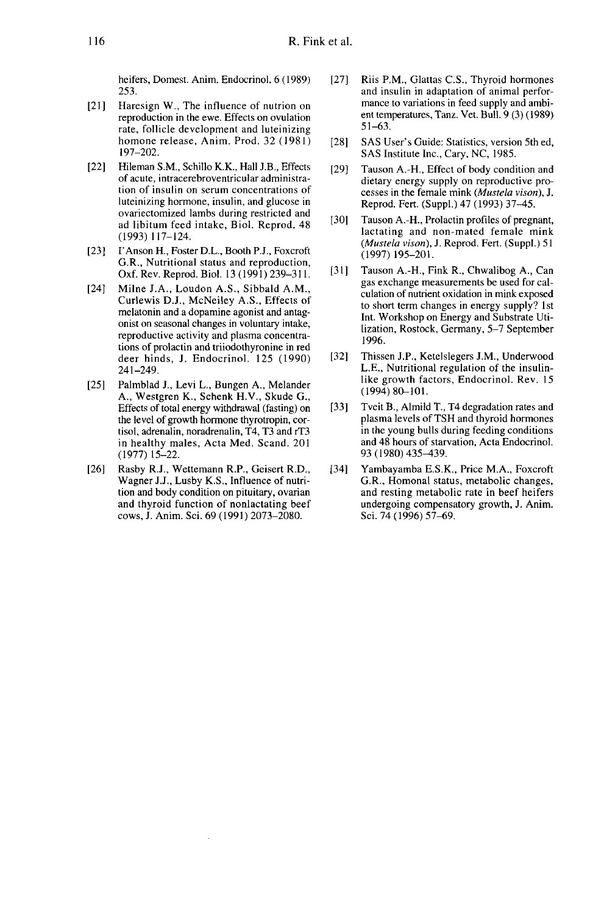heifers, Domest. Anim. Endocrinol. 6 (1989) 253.

[21] Haresign W., The influence of nutrion on reproduction in the ewe. Effects on ovulation rate, follicle development and luteinizing homone release, Anim. Prod. 32 (1981) 197–202.

[22] Hileman S.M., Schillo K.K., Hall J.B., Effects of acute, intracerebroventricular administration of insulin on serum concentrations of luteinizing hormone, insulin, and glucose in ovariectomized lambs during restricted and ad libitum feed intake, Biol. Reprod. 48 (1993) 117–124.

[23] I'Anson H., Foster D.L., Booth P.J., Foxcroft G.R., Nutritional status and reproduction, Oxf. Rev. Reprod. Biol. 13 (1991) 239–311.

[24] Milne J.A., Loudon A.S., Sibbald A.M., Curlewis D.J., McNeiley A.S., Effects of melatonin and a dopamine agonist and antagonist on seasonal changes in voluntary intake, reproductive activity and plasma concentrations of prolactin and triiodothyronine in red deer hinds, J. Endocrinol. 125 (1990) 241–249.

[25] Palmblad J., Levi L., Bungen A., Melander A., Westgren K., Schenk H.V., Skude G., Effects of total energy withdrawal (fasting) on the level of growth hormone thyrotropin, cortisol, adrenalin, noradrenalin, T4, T3 and rT3 in healthy males, Acta Med. Scand. 201 (1977) 15–22.

[26] Rasby R.J., Wettemann R.P., Geisert R.D., Wagner J.J., Lusby K.S., Influence of nutrition and body condition on pituitary, ovarian and thyroid function of nonlactating beef cows, J. Anim. Sci. 69 (1991) 2073–2080.

[27] Riis P.M., Glattas C.S., Thyroid hormones and insulin in adaptation of animal performance to variations in feed supply and ambient temperatures, Tanz. Vet. Bull. 9 (3) (1989) 51–63.

[28] SAS User's Guide: Statistics, version 5th ed, SAS Institute Inc., Cary, NC, 1985.

[29] Tauson A.-H., Effect of body condition and dietary energy supply on reproductive processes in the female mink (*Mustela vison*), J. Reprod. Fert. (Suppl.) 47 (1993) 37–45.

[30] Tauson A.-H., Prolactin profiles of pregnant, lactating and non-mated female mink (*Mustela vison*), J. Reprod. Fert. (Suppl.) 51 (1997) 195–201.

[31] Tauson A.-H., Fink R., Chwalibog A., Can gas exchange measurements be used for calculation of nutrient oxidation in mink exposed to short term changes in energy supply? 1st Int. Workshop on Energy and Substrate Utilization, Rostock, Germany, 5–7 September 1996.

[32] Thissen J.P., Ketelslegers J.M., Underwood L.E., Nutritional regulation of the insulin-like growth factors, Endocrinol. Rev. 15 (1994) 80–101.

[33] Tveit B., Almild T., T4 degradation rates and plasma levels of TSH and thyroid hormones in the young bulls during feeding conditions and 48 hours of starvation, Acta Endocrinol. 93 (1980) 435–439.

[34] Yambayamba E.S.K., Price M.A., Foxcroft G.R., Homonal status, metabolic changes, and resting metabolic rate in beef heifers undergoing compensatory growth, J. Anim. Sci. 74 (1996) 57–69.